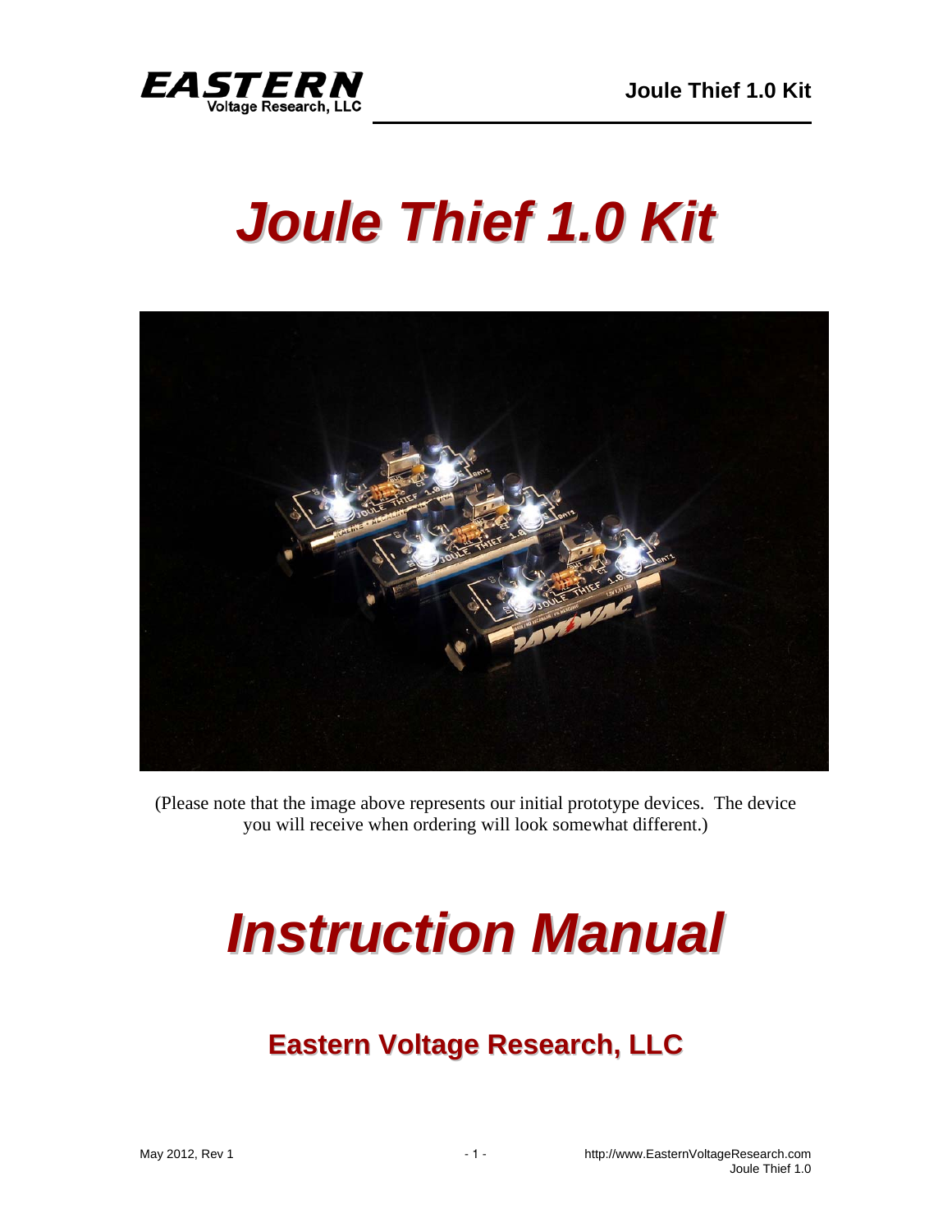# Joule Thief 1.0 Kit

(Please note that the image above represents our initial prototype devices. The device you will receive when ordering will look somewhat different.)

# Instruction Manual

## Eastern Voltage Research, LLC

May 2012, Rev 1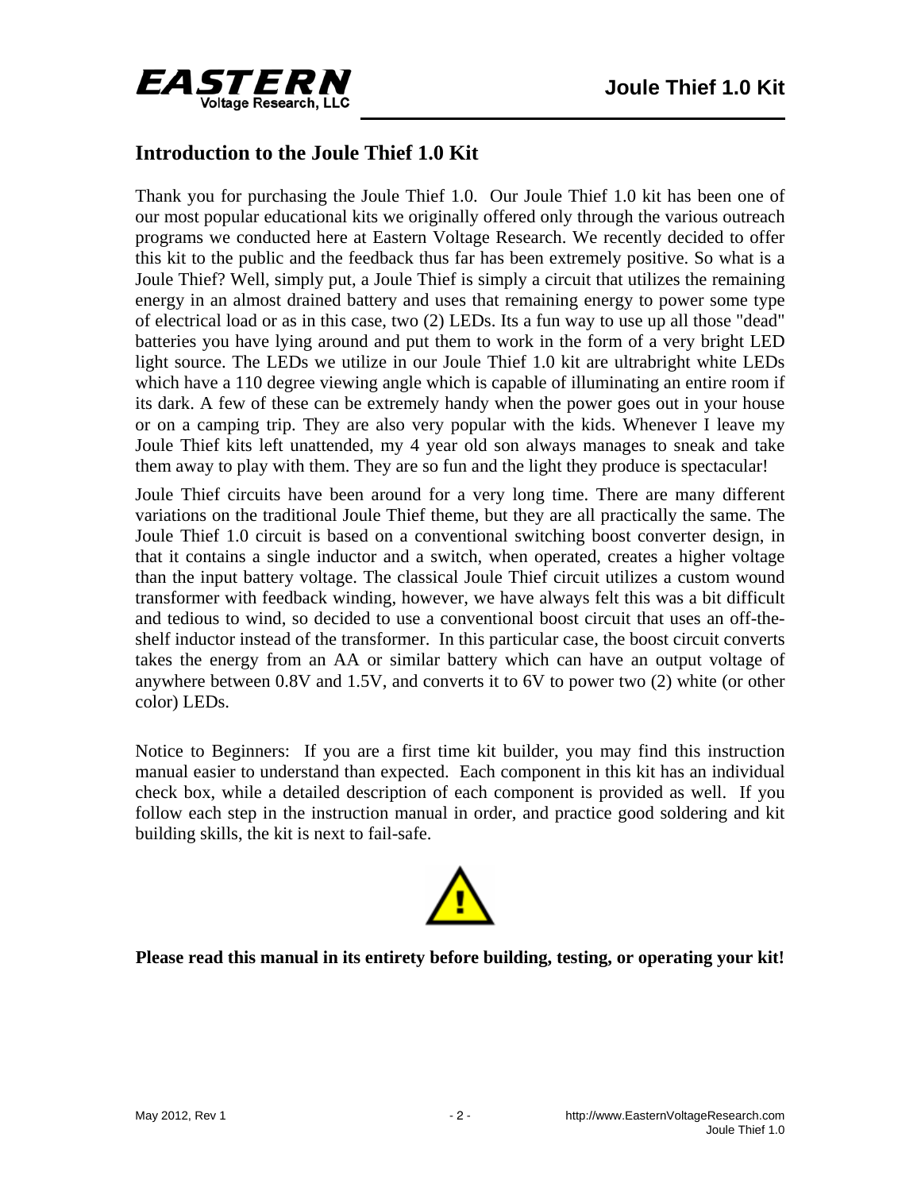## Introduction to the Joule Thief 1.0 Kit

Thank you for purchasing the Joule Thief 1.0. Our Joule Thief 1.0 kit has been one of our most popular educational kits we originally offered only through the various outreach programs we conducted here at Eastern Voltage Research. We recently decided to offer this kit to the public and the feedback thus far has been extremely positive. So what is a Joule Thief? Well, simply put, a Joule Thief is simply a circuit that utilizes the remaining energy in an almost drained battery and uses that remaining energy to power some type of electrical load or as in this case, two (2) LEDs. Its a fun way to use up all those "dead" batteries you have lying around and put them to work in the form of a very bright LED light source. The LEDs we utilize in our Joule Thief 1.0 kit are ultrabright white LEDs which have a 110 degree viewing angle which is capable of illuminating an entire room if its dark. A few of these can be extremely handy when the power goes out in your house or on a camping trip. They are also very popular with the kids. Whenever I leave my Joule Thief kits left unattended, my 4 year old son always manages to sneak and take them away to play with them. They are so fun and the light they produce is spectacular!

Joule Thief circuits have been around for a very long time. There are many different variations on the traditional Joule Thief theme, but they are all practically the same. The Joule Thief 1.0 circuit is based on a conventional switching boost converter design, in that it contains a single inductor and a switch, when operated, creates a higher voltage than the input battery voltage. The classical Joule Thief circuit utilizes a custom wound transformer with feedback winding, however, we have always felt this was a bit difficult and tedious to wind, so decided to use a conventional boost circuit that uses an off-the-shelf inductor instead of the transformer. In this particular case, the boost circuit converts takes the energy from an AA or similar battery which can have an output voltage of anywhere between 0.8V and 1.5V, and converts it to 6V to power two (2) white (or other color) LEDs.

Notice to Beginners: If you are a first time kit builder, you may find this instruction manual easier to understand than expected. Each component in this kit has an individual check box, while a detailed description of each component is provided as well. If you follow each step in the instruction manual in order, and practice good soldering and kit building skills, the kit is next to fail-safe.

**Please read this manual in its entirety before building, testing, or operating your kit!**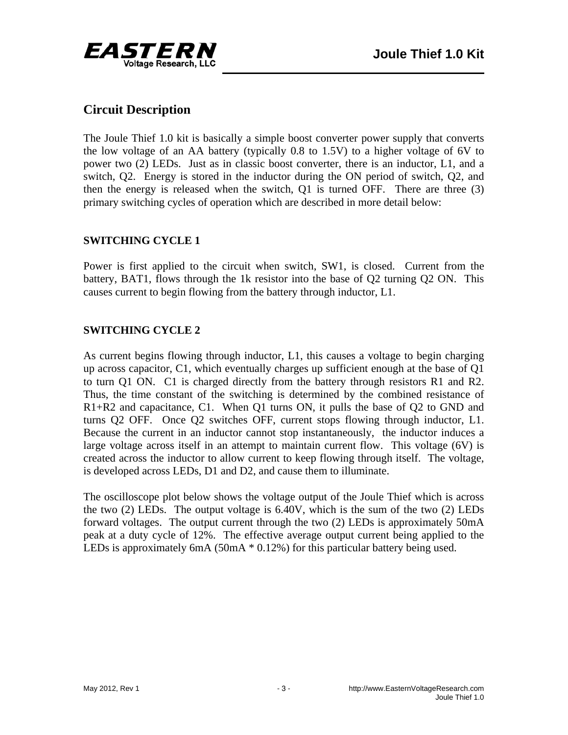## Circuit Description

The Joule Thief 1.0 kit is basically a simple boost converter power supply that converts the low voltage of an AA battery (typically 0.8 to 1.5V) to a higher voltage of 6V to power two (2) LEDs. Just as in classic boost converter, there is an inductor, L1, and a switch, Q2. Energy is stored in the inductor during the ON period of switch, Q2, and then the energy is released when the switch, Q1 is turned OFF. There are three (3) primary switching cycles of operation which are described in more detail below:

### SWITCHING CYCLE 1

Power is first applied to the circuit when switch, SW1, is closed. Current from the battery, BAT1, flows through the 1k resistor into the base of Q2 turning Q2 ON. This causes current to begin flowing from the battery through inductor, L1.

### SWITCHING CYCLE 2

As current begins flowing through inductor, L1, this causes a voltage to begin charging up across capacitor, C1, which eventually charges up sufficient enough at the base of Q1 to turn Q1 ON. C1 is charged directly from the battery through resistors R1 and R2. Thus, the time constant of the switching is determined by the combined resistance of R1+R2 and capacitance, C1. When Q1 turns ON, it pulls the base of Q2 to GND and turns Q2 OFF. Once Q2 switches OFF, current stops flowing through inductor, L1. Because the current in an inductor cannot stop instantaneously, the inductor induces a large voltage across itself in an attempt to maintain current flow. This voltage (6V) is created across the inductor to allow current to keep flowing through itself. The voltage, is developed across LEDs, D1 and D2, and cause them to illuminate.

The oscilloscope plot below shows the voltage output of the Joule Thief which is across the two (2) LEDs. The output voltage is 6.40V, which is the sum of the two (2) LEDs forward voltages. The output current through the two (2) LEDs is approximately 50mA peak at a duty cycle of 12%. The effective average output current being applied to the LEDs is approximately 6mA (50mA * 0.12%) for this particular battery being used.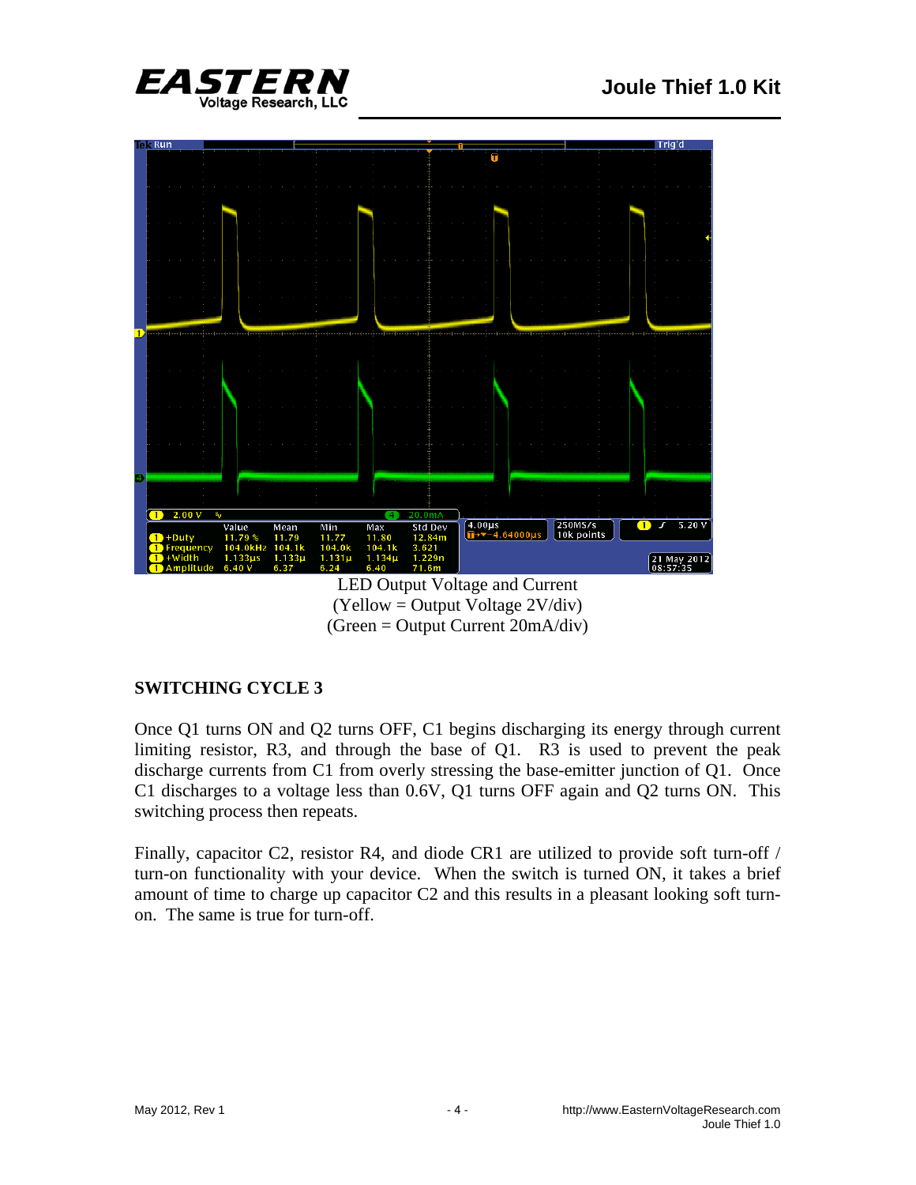LED Output Voltage and Current
(Yellow = Output Voltage 2V/div)
(Green = Output Current 20mA/div)

## SWITCHING CYCLE 3

Once Q1 turns ON and Q2 turns OFF, C1 begins discharging its energy through current limiting resistor, R3, and through the base of Q1. R3 is used to prevent the peak discharge currents from C1 from overly stressing the base-emitter junction of Q1. Once C1 discharges to a voltage less than 0.6V, Q1 turns OFF again and Q2 turns ON. This switching process then repeats.

Finally, capacitor C2, resistor R4, and diode CR1 are utilized to provide soft turn-off / turn-on functionality with your device. When the switch is turned ON, it takes a brief amount of time to charge up capacitor C2 and this results in a pleasant looking soft turn-on. The same is true for turn-off.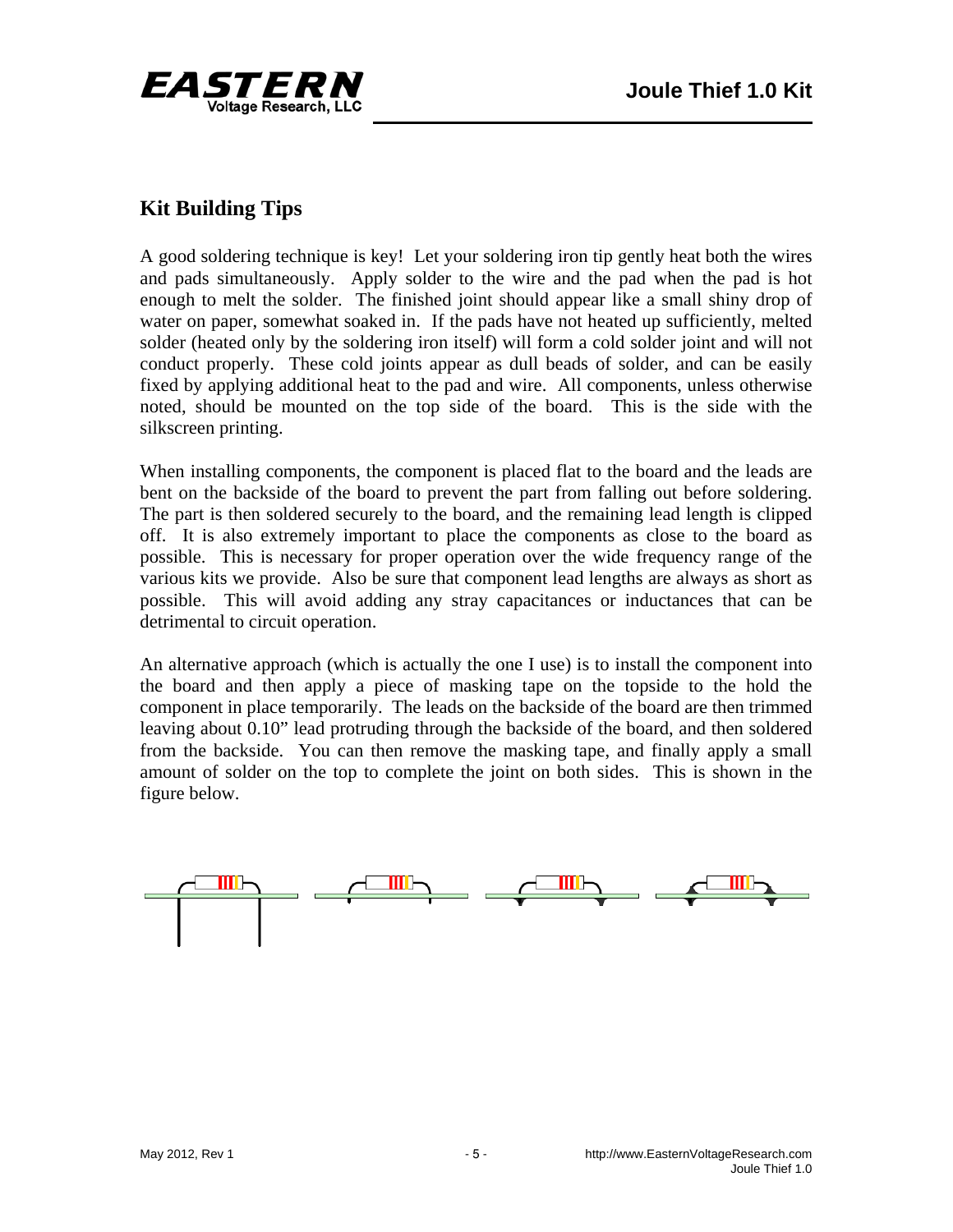## Kit Building Tips

A good soldering technique is key! Let your soldering iron tip gently heat both the wires and pads simultaneously. Apply solder to the wire and the pad when the pad is hot enough to melt the solder. The finished joint should appear like a small shiny drop of water on paper, somewhat soaked in. If the pads have not heated up sufficiently, melted solder (heated only by the soldering iron itself) will form a cold solder joint and will not conduct properly. These cold joints appear as dull beads of solder, and can be easily fixed by applying additional heat to the pad and wire. All components, unless otherwise noted, should be mounted on the top side of the board. This is the side with the silkscreen printing.

When installing components, the component is placed flat to the board and the leads are bent on the backside of the board to prevent the part from falling out before soldering. The part is then soldered securely to the board, and the remaining lead length is clipped off. It is also extremely important to place the components as close to the board as possible. This is necessary for proper operation over the wide frequency range of the various kits we provide. Also be sure that component lead lengths are always as short as possible. This will avoid adding any stray capacitances or inductances that can be detrimental to circuit operation.

An alternative approach (which is actually the one I use) is to install the component into the board and then apply a piece of masking tape on the topside to the hold the component in place temporarily. The leads on the backside of the board are then trimmed leaving about 0.10" lead protruding through the backside of the board, and then soldered from the backside. You can then remove the masking tape, and finally apply a small amount of solder on the top to complete the joint on both sides. This is shown in the figure below.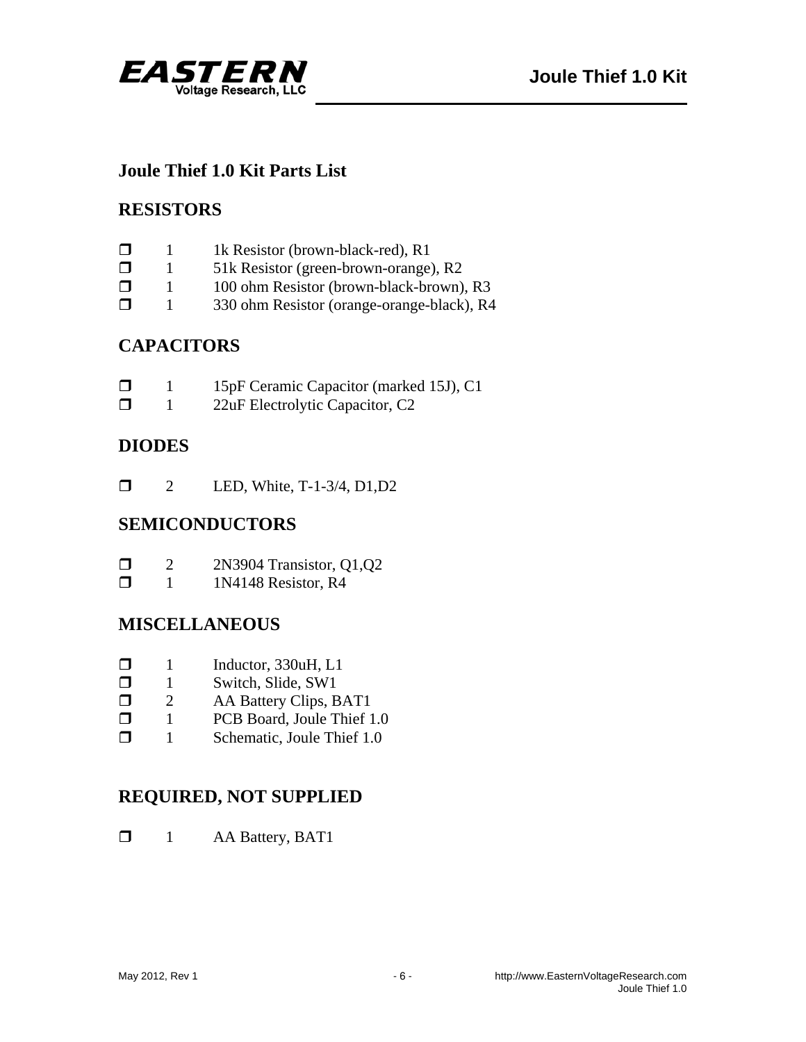# Joule Thief 1.0 Kit Parts List

## RESISTORS

- ❒ 1 1k Resistor (brown-black-red), R1
- ❒ 1 51k Resistor (green-brown-orange), R2
- ❒ 1 100 ohm Resistor (brown-black-brown), R3
- ❒ 1 330 ohm Resistor (orange-orange-black), R4

## CAPACITORS

- ❒ 1 15pF Ceramic Capacitor (marked 15J), C1
- ❒ 1 22uF Electrolytic Capacitor, C2

## DIODES

- ❒ 2 LED, White, T-1-3/4, D1,D2

## SEMICONDUCTORS

- ❒ 2 2N3904 Transistor, Q1,Q2
- ❒ 1 1N4148 Resistor, R4

## MISCELLANEOUS

- ❒ 1 Inductor, 330uH, L1
- ❒ 1 Switch, Slide, SW1
- ❒ 2 AA Battery Clips, BAT1
- ❒ 1 PCB Board, Joule Thief 1.0
- ❒ 1 Schematic, Joule Thief 1.0

## REQUIRED, NOT SUPPLIED

- ❒ 1 AA Battery, BAT1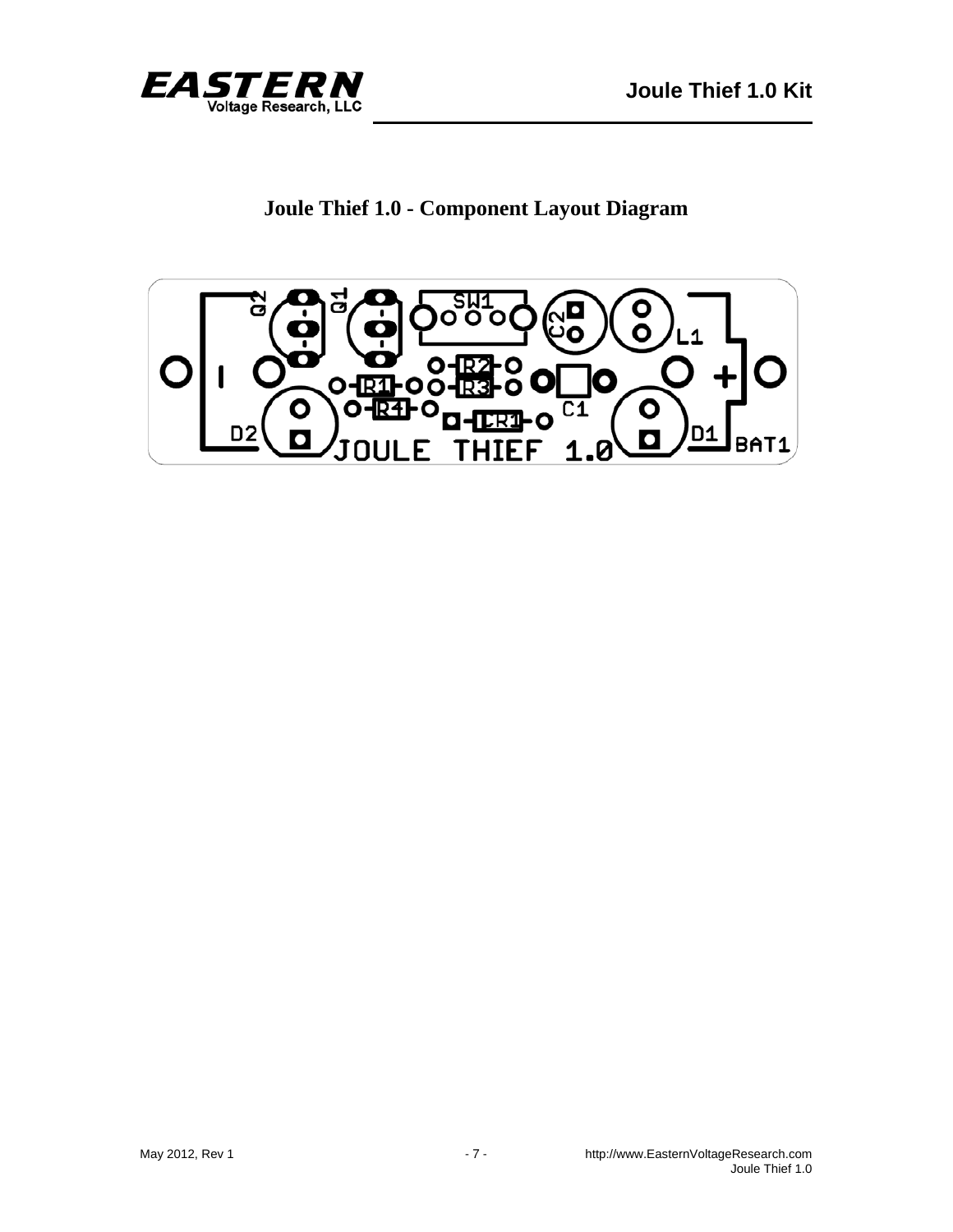# Joule Thief 1.0 - Component Layout Diagram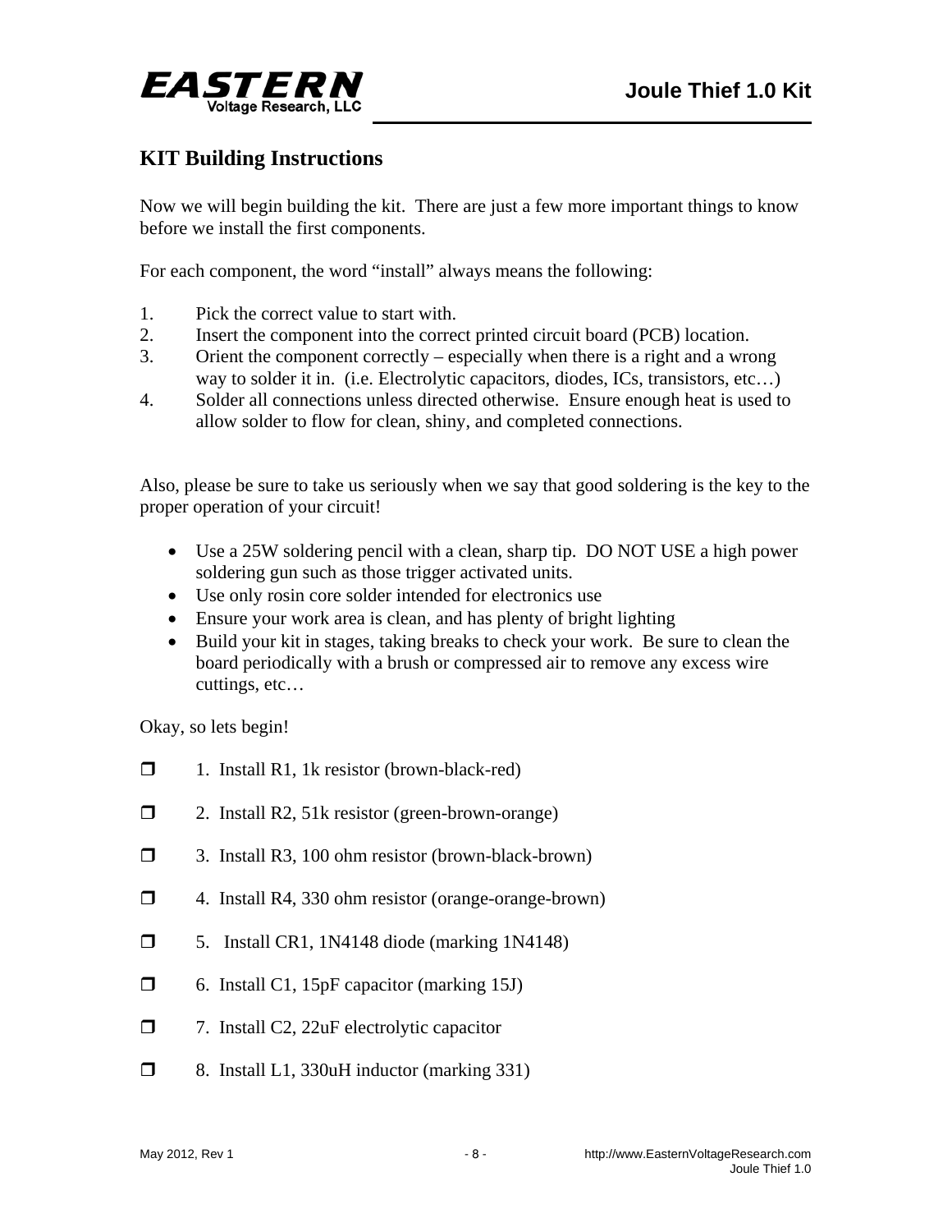## KIT Building Instructions

Now we will begin building the kit. There are just a few more important things to know before we install the first components.

For each component, the word "install" always means the following:

1. Pick the correct value to start with.
2. Insert the component into the correct printed circuit board (PCB) location.
3. Orient the component correctly – especially when there is a right and a wrong way to solder it in. (i.e. Electrolytic capacitors, diodes, ICs, transistors, etc…)
4. Solder all connections unless directed otherwise. Ensure enough heat is used to allow solder to flow for clean, shiny, and completed connections.

Also, please be sure to take us seriously when we say that good soldering is the key to the proper operation of your circuit!

- Use a 25W soldering pencil with a clean, sharp tip. DO NOT USE a high power soldering gun such as those trigger activated units.
- Use only rosin core solder intended for electronics use
- Ensure your work area is clean, and has plenty of bright lighting
- Build your kit in stages, taking breaks to check your work. Be sure to clean the board periodically with a brush or compressed air to remove any excess wire cuttings, etc…

Okay, so lets begin!

- ☐ 1. Install R1, 1k resistor (brown-black-red)
- ☐ 2. Install R2, 51k resistor (green-brown-orange)
- ☐ 3. Install R3, 100 ohm resistor (brown-black-brown)
- ☐ 4. Install R4, 330 ohm resistor (orange-orange-brown)
- ☐ 5. Install CR1, 1N4148 diode (marking 1N4148)
- ☐ 6. Install C1, 15pF capacitor (marking 15J)
- ☐ 7. Install C2, 22uF electrolytic capacitor
- ☐ 8. Install L1, 330uH inductor (marking 331)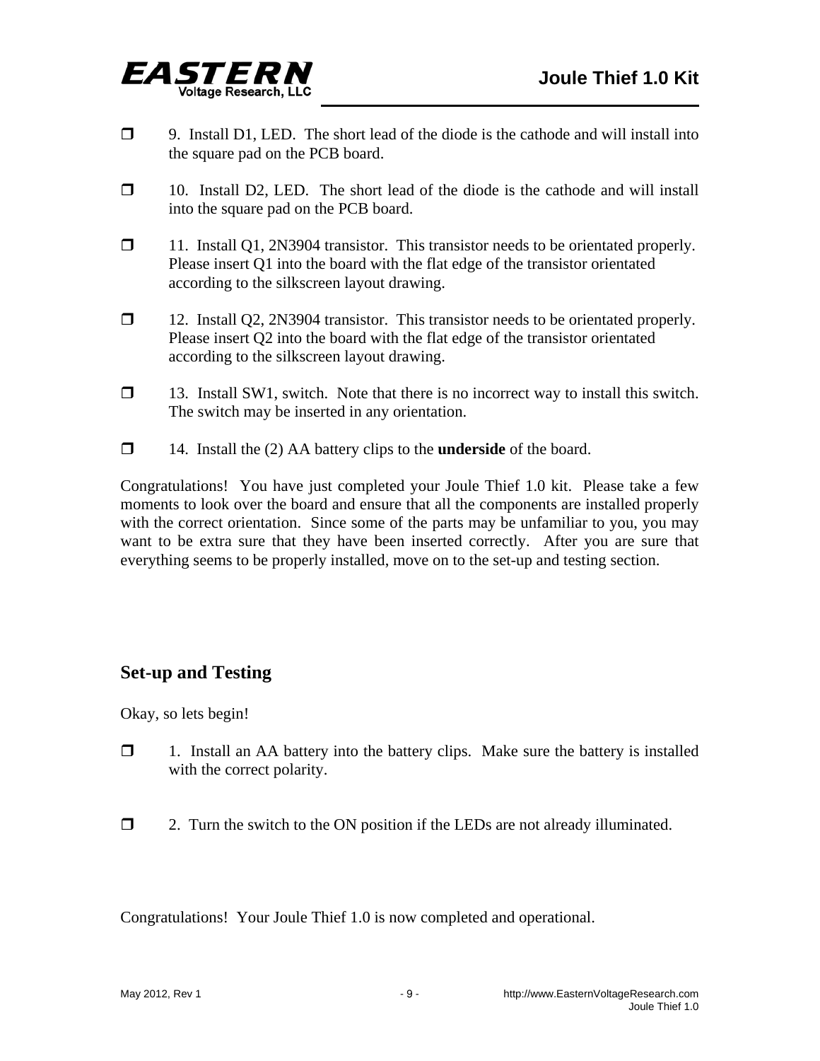- ❐ 9. Install D1, LED. The short lead of the diode is the cathode and will install into the square pad on the PCB board.

- ❐ 10. Install D2, LED. The short lead of the diode is the cathode and will install into the square pad on the PCB board.

- ❐ 11. Install Q1, 2N3904 transistor. This transistor needs to be orientated properly. Please insert Q1 into the board with the flat edge of the transistor orientated according to the silkscreen layout drawing.

- ❐ 12. Install Q2, 2N3904 transistor. This transistor needs to be orientated properly. Please insert Q2 into the board with the flat edge of the transistor orientated according to the silkscreen layout drawing.

- ❐ 13. Install SW1, switch. Note that there is no incorrect way to install this switch. The switch may be inserted in any orientation.

- ❐ 14. Install the (2) AA battery clips to the **underside** of the board.

Congratulations! You have just completed your Joule Thief 1.0 kit. Please take a few moments to look over the board and ensure that all the components are installed properly with the correct orientation. Since some of the parts may be unfamiliar to you, you may want to be extra sure that they have been inserted correctly. After you are sure that everything seems to be properly installed, move on to the set-up and testing section.

## Set-up and Testing

Okay, so lets begin!

- ❐ 1. Install an AA battery into the battery clips. Make sure the battery is installed with the correct polarity.

- ❐ 2. Turn the switch to the ON position if the LEDs are not already illuminated.

Congratulations! Your Joule Thief 1.0 is now completed and operational.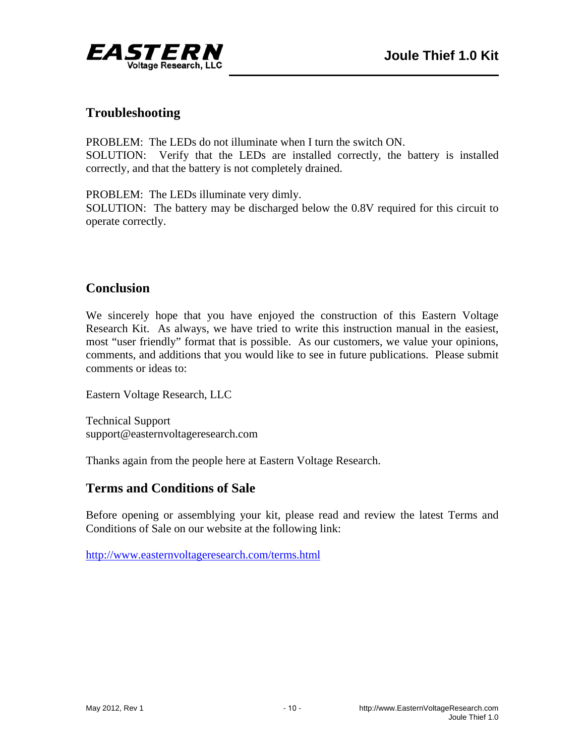## Troubleshooting

PROBLEM: The LEDs do not illuminate when I turn the switch ON.
SOLUTION: Verify that the LEDs are installed correctly, the battery is installed correctly, and that the battery is not completely drained.

PROBLEM: The LEDs illuminate very dimly.
SOLUTION: The battery may be discharged below the 0.8V required for this circuit to operate correctly.

## Conclusion

We sincerely hope that you have enjoyed the construction of this Eastern Voltage Research Kit. As always, we have tried to write this instruction manual in the easiest, most "user friendly" format that is possible. As our customers, we value your opinions, comments, and additions that you would like to see in future publications. Please submit comments or ideas to:

Eastern Voltage Research, LLC

Technical Support
support@easternvoltageresearch.com

Thanks again from the people here at Eastern Voltage Research.

## Terms and Conditions of Sale

Before opening or assemblying your kit, please read and review the latest Terms and Conditions of Sale on our website at the following link:

http://www.easternvoltageresearch.com/terms.html